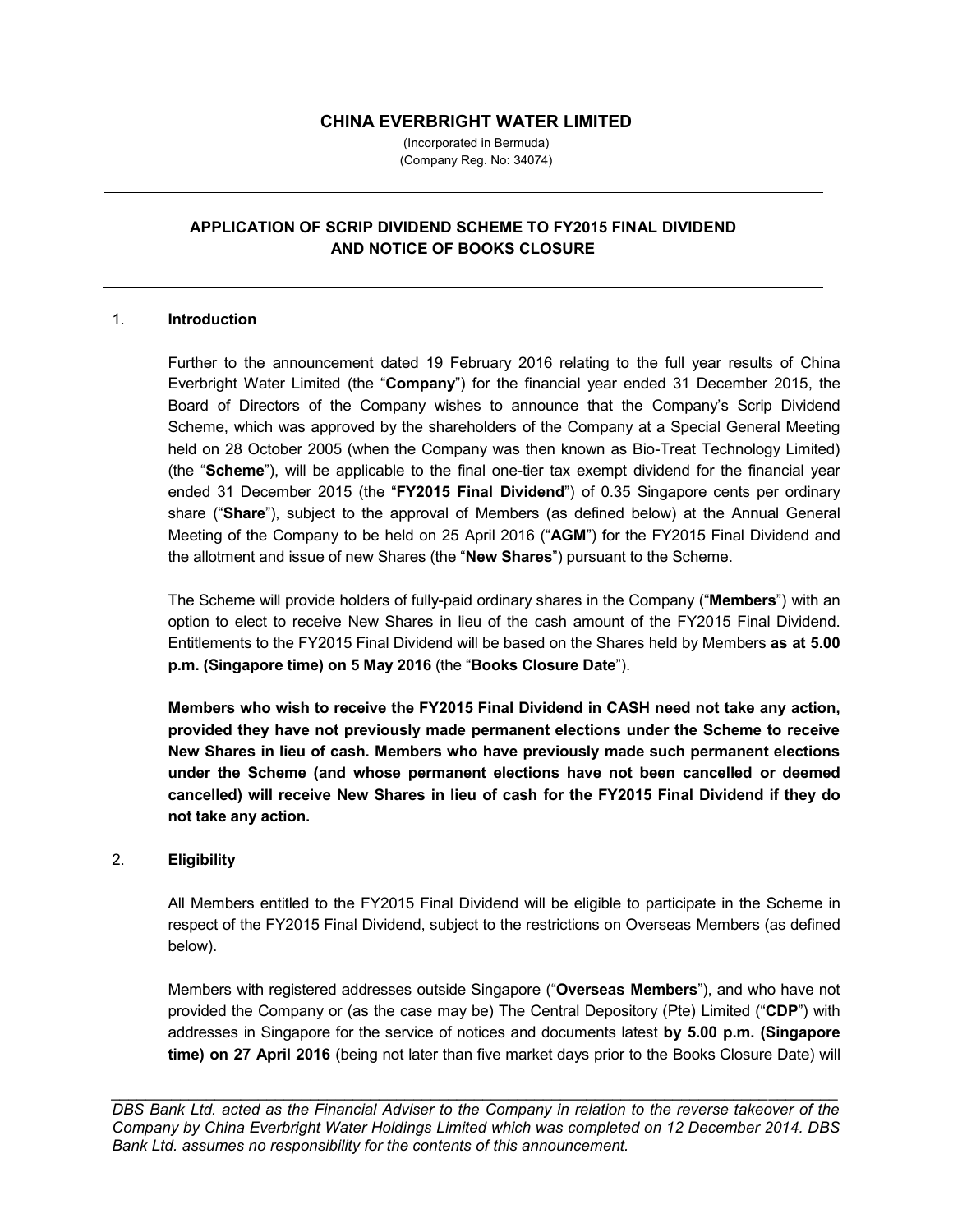# CHINA EVERBRIGHT WATER LIMITED

(Incorporated in Bermuda)
(Company Reg. No: 34074)

---

## APPLICATION OF SCRIP DIVIDEND SCHEME TO FY2015 FINAL DIVIDEND AND NOTICE OF BOOKS CLOSURE

---

### 1. Introduction

Further to the announcement dated 19 February 2016 relating to the full year results of China Everbright Water Limited (the "**Company**") for the financial year ended 31 December 2015, the Board of Directors of the Company wishes to announce that the Company's Scrip Dividend Scheme, which was approved by the shareholders of the Company at a Special General Meeting held on 28 October 2005 (when the Company was then known as Bio-Treat Technology Limited) (the "**Scheme**"), will be applicable to the final one-tier tax exempt dividend for the financial year ended 31 December 2015 (the "**FY2015 Final Dividend**") of 0.35 Singapore cents per ordinary share ("**Share**"), subject to the approval of Members (as defined below) at the Annual General Meeting of the Company to be held on 25 April 2016 ("**AGM**") for the FY2015 Final Dividend and the allotment and issue of new Shares (the "**New Shares**") pursuant to the Scheme.

The Scheme will provide holders of fully-paid ordinary shares in the Company ("**Members**") with an option to elect to receive New Shares in lieu of the cash amount of the FY2015 Final Dividend. Entitlements to the FY2015 Final Dividend will be based on the Shares held by Members **as at 5.00 p.m. (Singapore time) on 5 May 2016** (the "**Books Closure Date**").

**Members who wish to receive the FY2015 Final Dividend in CASH need not take any action, provided they have not previously made permanent elections under the Scheme to receive New Shares in lieu of cash. Members who have previously made such permanent elections under the Scheme (and whose permanent elections have not been cancelled or deemed cancelled) will receive New Shares in lieu of cash for the FY2015 Final Dividend if they do not take any action.**

### 2. Eligibility

All Members entitled to the FY2015 Final Dividend will be eligible to participate in the Scheme in respect of the FY2015 Final Dividend, subject to the restrictions on Overseas Members (as defined below).

Members with registered addresses outside Singapore ("**Overseas Members**"), and who have not provided the Company or (as the case may be) The Central Depository (Pte) Limited ("**CDP**") with addresses in Singapore for the service of notices and documents latest **by 5.00 p.m. (Singapore time) on 27 April 2016** (being not later than five market days prior to the Books Closure Date) will

---

*DBS Bank Ltd. acted as the Financial Adviser to the Company in relation to the reverse takeover of the Company by China Everbright Water Holdings Limited which was completed on 12 December 2014. DBS Bank Ltd. assumes no responsibility for the contents of this announcement.*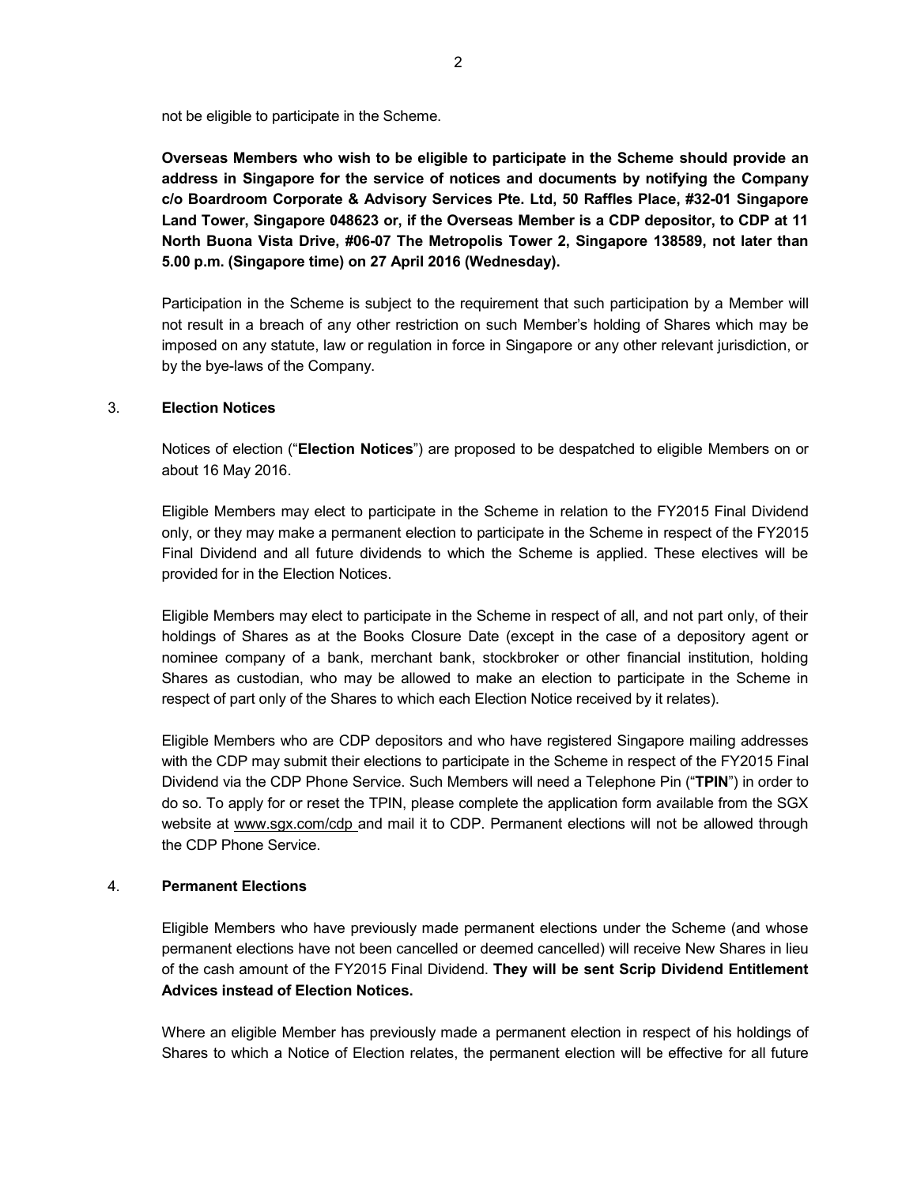not be eligible to participate in the Scheme.

**Overseas Members who wish to be eligible to participate in the Scheme should provide an address in Singapore for the service of notices and documents by notifying the Company c/o Boardroom Corporate & Advisory Services Pte. Ltd, 50 Raffles Place, #32-01 Singapore Land Tower, Singapore 048623 or, if the Overseas Member is a CDP depositor, to CDP at 11 North Buona Vista Drive, #06-07 The Metropolis Tower 2, Singapore 138589, not later than 5.00 p.m. (Singapore time) on 27 April 2016 (Wednesday).**

Participation in the Scheme is subject to the requirement that such participation by a Member will not result in a breach of any other restriction on such Member's holding of Shares which may be imposed on any statute, law or regulation in force in Singapore or any other relevant jurisdiction, or by the bye-laws of the Company.

3. **Election Notices**

Notices of election ("**Election Notices**") are proposed to be despatched to eligible Members on or about 16 May 2016.

Eligible Members may elect to participate in the Scheme in relation to the FY2015 Final Dividend only, or they may make a permanent election to participate in the Scheme in respect of the FY2015 Final Dividend and all future dividends to which the Scheme is applied. These electives will be provided for in the Election Notices.

Eligible Members may elect to participate in the Scheme in respect of all, and not part only, of their holdings of Shares as at the Books Closure Date (except in the case of a depository agent or nominee company of a bank, merchant bank, stockbroker or other financial institution, holding Shares as custodian, who may be allowed to make an election to participate in the Scheme in respect of part only of the Shares to which each Election Notice received by it relates).

Eligible Members who are CDP depositors and who have registered Singapore mailing addresses with the CDP may submit their elections to participate in the Scheme in respect of the FY2015 Final Dividend via the CDP Phone Service. Such Members will need a Telephone Pin ("**TPIN**") in order to do so. To apply for or reset the TPIN, please complete the application form available from the SGX website at www.sgx.com/cdp and mail it to CDP. Permanent elections will not be allowed through the CDP Phone Service.

4. **Permanent Elections**

Eligible Members who have previously made permanent elections under the Scheme (and whose permanent elections have not been cancelled or deemed cancelled) will receive New Shares in lieu of the cash amount of the FY2015 Final Dividend. **They will be sent Scrip Dividend Entitlement Advices instead of Election Notices.**

Where an eligible Member has previously made a permanent election in respect of his holdings of Shares to which a Notice of Election relates, the permanent election will be effective for all future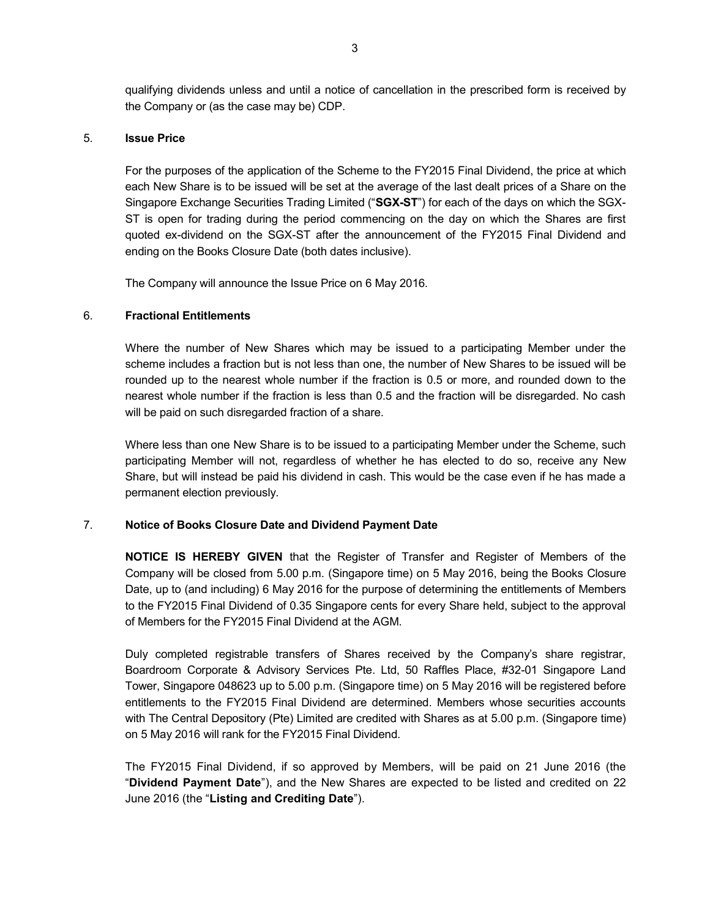qualifying dividends unless and until a notice of cancellation in the prescribed form is received by the Company or (as the case may be) CDP.

5. **Issue Price**

For the purposes of the application of the Scheme to the FY2015 Final Dividend, the price at which each New Share is to be issued will be set at the average of the last dealt prices of a Share on the Singapore Exchange Securities Trading Limited ("**SGX-ST**") for each of the days on which the SGX-ST is open for trading during the period commencing on the day on which the Shares are first quoted ex-dividend on the SGX-ST after the announcement of the FY2015 Final Dividend and ending on the Books Closure Date (both dates inclusive).

The Company will announce the Issue Price on 6 May 2016.

6. **Fractional Entitlements**

Where the number of New Shares which may be issued to a participating Member under the scheme includes a fraction but is not less than one, the number of New Shares to be issued will be rounded up to the nearest whole number if the fraction is 0.5 or more, and rounded down to the nearest whole number if the fraction is less than 0.5 and the fraction will be disregarded. No cash will be paid on such disregarded fraction of a share.

Where less than one New Share is to be issued to a participating Member under the Scheme, such participating Member will not, regardless of whether he has elected to do so, receive any New Share, but will instead be paid his dividend in cash. This would be the case even if he has made a permanent election previously.

7. **Notice of Books Closure Date and Dividend Payment Date**

**NOTICE IS HEREBY GIVEN** that the Register of Transfer and Register of Members of the Company will be closed from 5.00 p.m. (Singapore time) on 5 May 2016, being the Books Closure Date, up to (and including) 6 May 2016 for the purpose of determining the entitlements of Members to the FY2015 Final Dividend of 0.35 Singapore cents for every Share held, subject to the approval of Members for the FY2015 Final Dividend at the AGM.

Duly completed registrable transfers of Shares received by the Company's share registrar, Boardroom Corporate & Advisory Services Pte. Ltd, 50 Raffles Place, #32-01 Singapore Land Tower, Singapore 048623 up to 5.00 p.m. (Singapore time) on 5 May 2016 will be registered before entitlements to the FY2015 Final Dividend are determined. Members whose securities accounts with The Central Depository (Pte) Limited are credited with Shares as at 5.00 p.m. (Singapore time) on 5 May 2016 will rank for the FY2015 Final Dividend.

The FY2015 Final Dividend, if so approved by Members, will be paid on 21 June 2016 (the "**Dividend Payment Date**"), and the New Shares are expected to be listed and credited on 22 June 2016 (the "**Listing and Crediting Date**").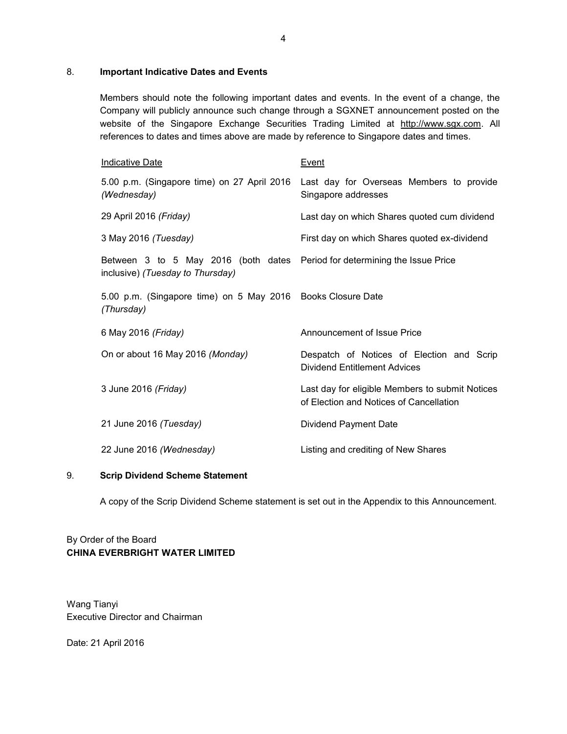8. **Important Indicative Dates and Events**

Members should note the following important dates and events. In the event of a change, the Company will publicly announce such change through a SGXNET announcement posted on the website of the Singapore Exchange Securities Trading Limited at http://www.sgx.com. All references to dates and times above are made by reference to Singapore dates and times.

| Indicative Date | Event |
| --- | --- |
| 5.00 p.m. (Singapore time) on 27 April 2016 *(Wednesday)* | Last day for Overseas Members to provide Singapore addresses |
| 29 April 2016 *(Friday)* | Last day on which Shares quoted cum dividend |
| 3 May 2016 *(Tuesday)* | First day on which Shares quoted ex-dividend |
| Between 3 to 5 May 2016 (both dates inclusive) *(Tuesday to Thursday)* | Period for determining the Issue Price |
| 5.00 p.m. (Singapore time) on 5 May 2016 *(Thursday)* | Books Closure Date |
| 6 May 2016 *(Friday)* | Announcement of Issue Price |
| On or about 16 May 2016 *(Monday)* | Despatch of Notices of Election and Scrip Dividend Entitlement Advices |
| 3 June 2016 *(Friday)* | Last day for eligible Members to submit Notices of Election and Notices of Cancellation |
| 21 June 2016 *(Tuesday)* | Dividend Payment Date |
| 22 June 2016 *(Wednesday)* | Listing and crediting of New Shares |

9. **Scrip Dividend Scheme Statement**

A copy of the Scrip Dividend Scheme statement is set out in the Appendix to this Announcement.

By Order of the Board
**CHINA EVERBRIGHT WATER LIMITED**

Wang Tianyi
Executive Director and Chairman

Date: 21 April 2016